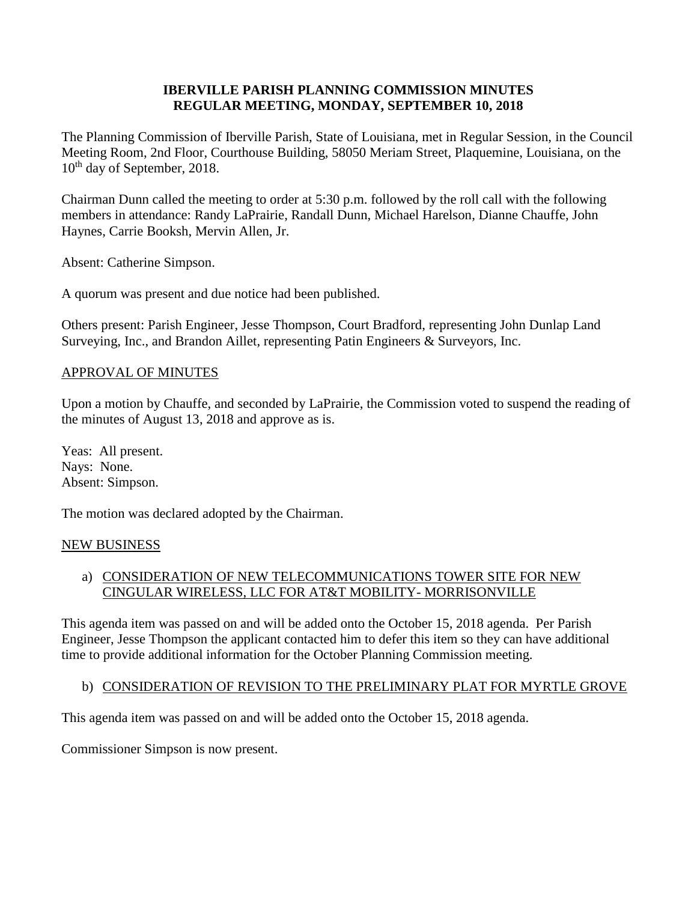**IBERVILLE PARISH PLANNING COMMISSION MINUTES**
**REGULAR MEETING, MONDAY, SEPTEMBER 10, 2018**

The Planning Commission of Iberville Parish, State of Louisiana, met in Regular Session, in the Council Meeting Room, 2nd Floor, Courthouse Building, 58050 Meriam Street, Plaquemine, Louisiana, on the 10th day of September, 2018.

Chairman Dunn called the meeting to order at 5:30 p.m. followed by the roll call with the following members in attendance: Randy LaPrairie, Randall Dunn, Michael Harelson, Dianne Chauffe, John Haynes, Carrie Booksh, Mervin Allen, Jr.

Absent: Catherine Simpson.

A quorum was present and due notice had been published.

Others present: Parish Engineer, Jesse Thompson, Court Bradford, representing John Dunlap Land Surveying, Inc., and Brandon Aillet, representing Patin Engineers & Surveyors, Inc.

APPROVAL OF MINUTES

Upon a motion by Chauffe, and seconded by LaPrairie, the Commission voted to suspend the reading of the minutes of August 13, 2018 and approve as is.

Yeas: All present.
Nays: None.
Absent: Simpson.

The motion was declared adopted by the Chairman.

NEW BUSINESS

a) CONSIDERATION OF NEW TELECOMMUNICATIONS TOWER SITE FOR NEW CINGULAR WIRELESS, LLC FOR AT&T MOBILITY- MORRISONVILLE

This agenda item was passed on and will be added onto the October 15, 2018 agenda. Per Parish Engineer, Jesse Thompson the applicant contacted him to defer this item so they can have additional time to provide additional information for the October Planning Commission meeting.

b) CONSIDERATION OF REVISION TO THE PRELIMINARY PLAT FOR MYRTLE GROVE

This agenda item was passed on and will be added onto the October 15, 2018 agenda.

Commissioner Simpson is now present.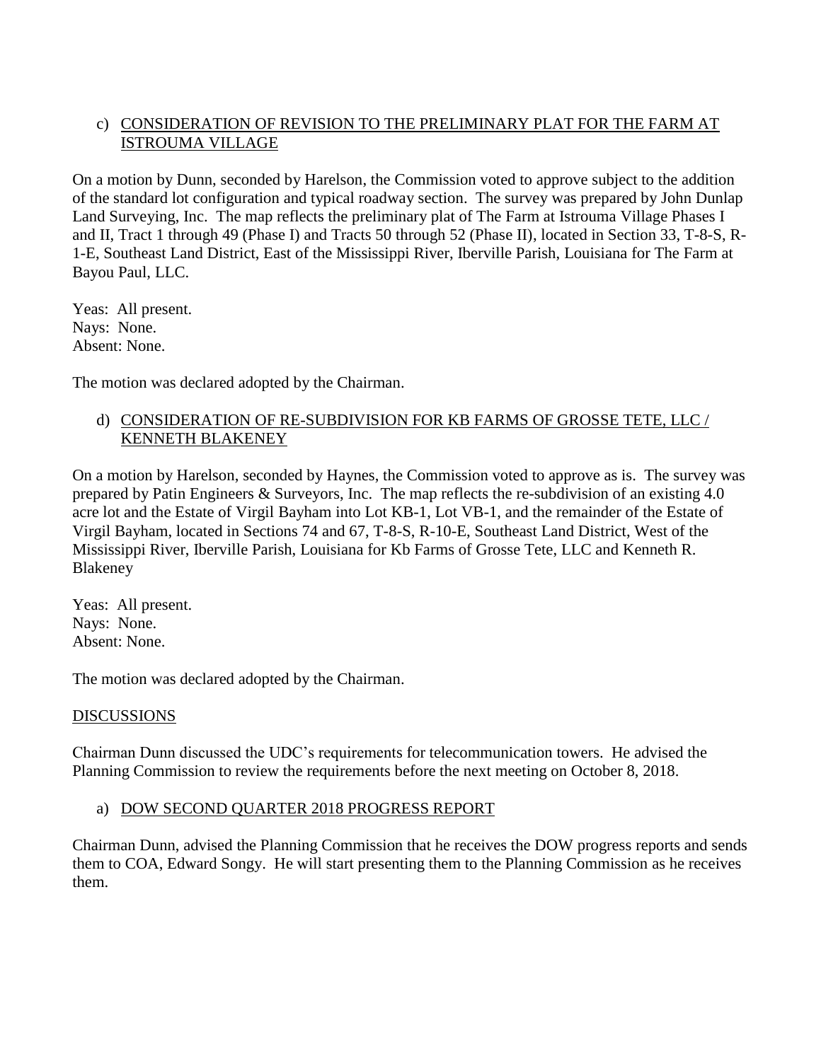c) <u>CONSIDERATION OF REVISION TO THE PRELIMINARY PLAT FOR THE FARM AT ISTROUMA VILLAGE</u>

On a motion by Dunn, seconded by Harelson, the Commission voted to approve subject to the addition of the standard lot configuration and typical roadway section. The survey was prepared by John Dunlap Land Surveying, Inc. The map reflects the preliminary plat of The Farm at Istrouma Village Phases I and II, Tract 1 through 49 (Phase I) and Tracts 50 through 52 (Phase II), located in Section 33, T-8-S, R-1-E, Southeast Land District, East of the Mississippi River, Iberville Parish, Louisiana for The Farm at Bayou Paul, LLC.

Yeas: All present.
Nays: None.
Absent: None.

The motion was declared adopted by the Chairman.

d) <u>CONSIDERATION OF RE-SUBDIVISION FOR KB FARMS OF GROSSE TETE, LLC / KENNETH BLAKENEY</u>

On a motion by Harelson, seconded by Haynes, the Commission voted to approve as is. The survey was prepared by Patin Engineers & Surveyors, Inc. The map reflects the re-subdivision of an existing 4.0 acre lot and the Estate of Virgil Bayham into Lot KB-1, Lot VB-1, and the remainder of the Estate of Virgil Bayham, located in Sections 74 and 67, T-8-S, R-10-E, Southeast Land District, West of the Mississippi River, Iberville Parish, Louisiana for Kb Farms of Grosse Tete, LLC and Kenneth R. Blakeney

Yeas: All present.
Nays: None.
Absent: None.

The motion was declared adopted by the Chairman.

<u>DISCUSSIONS</u>

Chairman Dunn discussed the UDC's requirements for telecommunication towers. He advised the Planning Commission to review the requirements before the next meeting on October 8, 2018.

a) <u>DOW SECOND QUARTER 2018 PROGRESS REPORT</u>

Chairman Dunn, advised the Planning Commission that he receives the DOW progress reports and sends them to COA, Edward Songy. He will start presenting them to the Planning Commission as he receives them.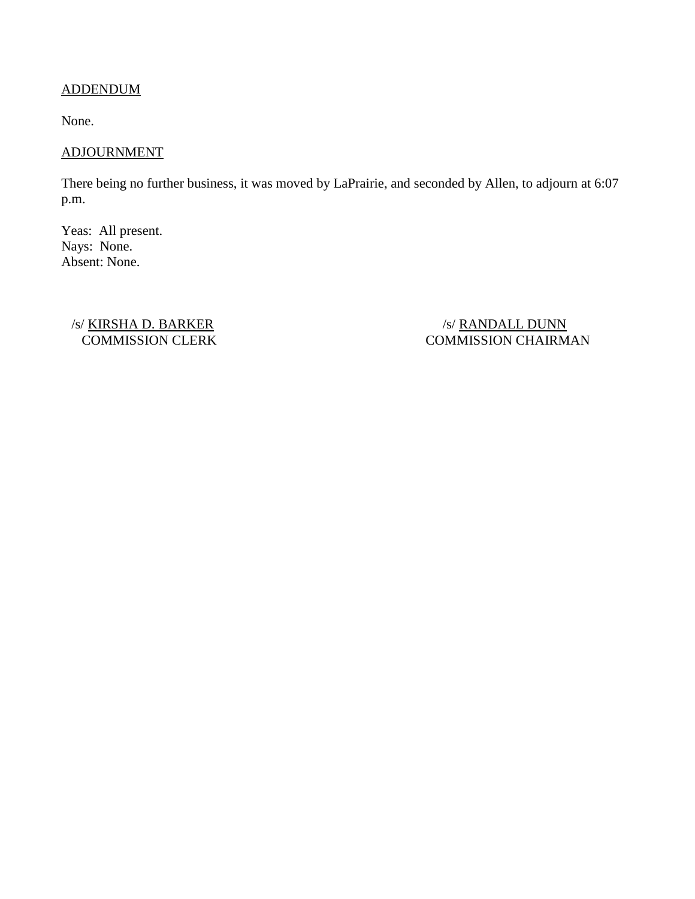ADDENDUM

None.

ADJOURNMENT

There being no further business, it was moved by LaPrairie, and seconded by Allen, to adjourn at 6:07 p.m.

Yeas: All present.
Nays: None.
Absent: None.

/s/ KIRSHA D. BARKER
COMMISSION CLERK

/s/ RANDALL DUNN
COMMISSION CHAIRMAN